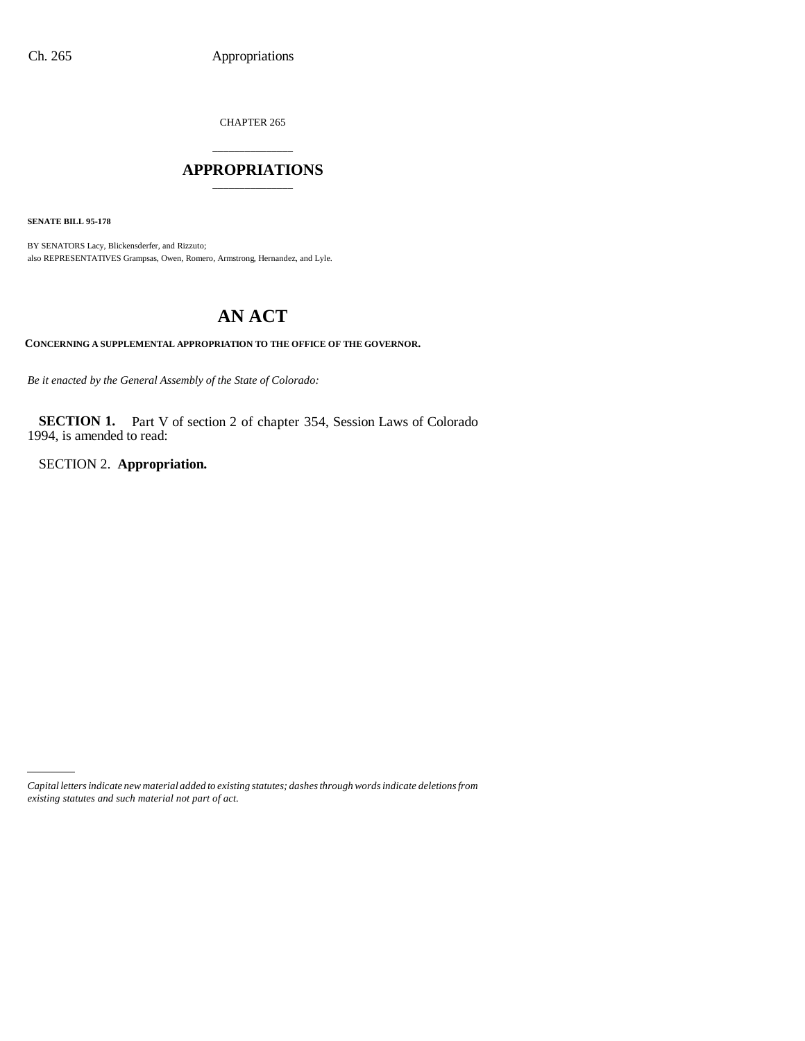CHAPTER 265

# APPROPRIATIONS

**SENATE BILL 95-178**

BY SENATORS Lacy, Blickensderfer, and Rizzuto;
also REPRESENTATIVES Grampsas, Owen, Romero, Armstrong, Hernandez, and Lyle.

## AN ACT

**CONCERNING A SUPPLEMENTAL APPROPRIATION TO THE OFFICE OF THE GOVERNOR.**

*Be it enacted by the General Assembly of the State of Colorado:*

**SECTION 1.** Part V of section 2 of chapter 354, Session Laws of Colorado 1994, is amended to read:

SECTION 2. **Appropriation.**

*Capital letters indicate new material added to existing statutes; dashes through words indicate deletions from existing statutes and such material not part of act.*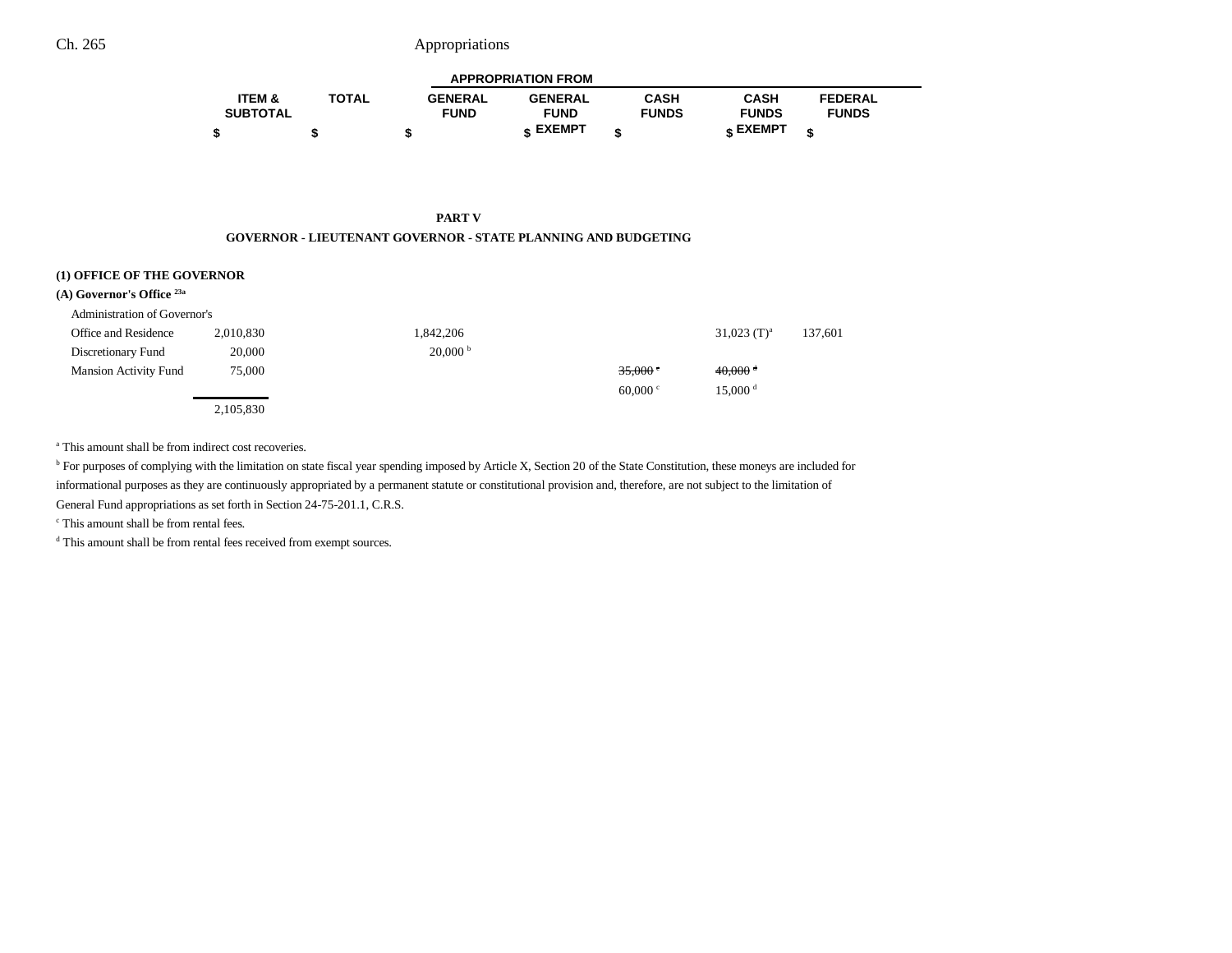| | ITEM & SUBTOTAL | TOTAL | APPROPRIATION FROM GENERAL FUND | GENERAL FUND EXEMPT | CASH FUNDS | CASH FUNDS EXEMPT | FEDERAL FUNDS |
|---|---|---|---|---|---|---|---|
| | $ | $ | $ | $ | $ | $ | $ |

**PART V**

**GOVERNOR - LIEUTENANT GOVERNOR - STATE PLANNING AND BUDGETING**

**(1) OFFICE OF THE GOVERNOR**

**(A) Governor's Office [23a]**

| | ITEM & SUBTOTAL | TOTAL | GENERAL FUND | GENERAL FUND EXEMPT | CASH FUNDS | CASH FUNDS EXEMPT | FEDERAL FUNDS |
|---|---|---|---|---|---|---|---|
| Administration of Governor's Office and Residence | 2,010,830 | | 1,842,206 | | | 31,023 (T)[a] | 137,601 |
| Discretionary Fund | 20,000 | | 20,000 [b] | | | | |
| Mansion Activity Fund | 75,000 | | | | ~~35,000 [c]~~ | ~~40,000 [d]~~ | |
| | | | | | 60,000 [c] | 15,000 [d] | |
| | 2,105,830 | | | | | | |

[a] This amount shall be from indirect cost recoveries.

[b] For purposes of complying with the limitation on state fiscal year spending imposed by Article X, Section 20 of the State Constitution, these moneys are included for informational purposes as they are continuously appropriated by a permanent statute or constitutional provision and, therefore, are not subject to the limitation of General Fund appropriations as set forth in Section 24-75-201.1, C.R.S.

[c] This amount shall be from rental fees.

[d] This amount shall be from rental fees received from exempt sources.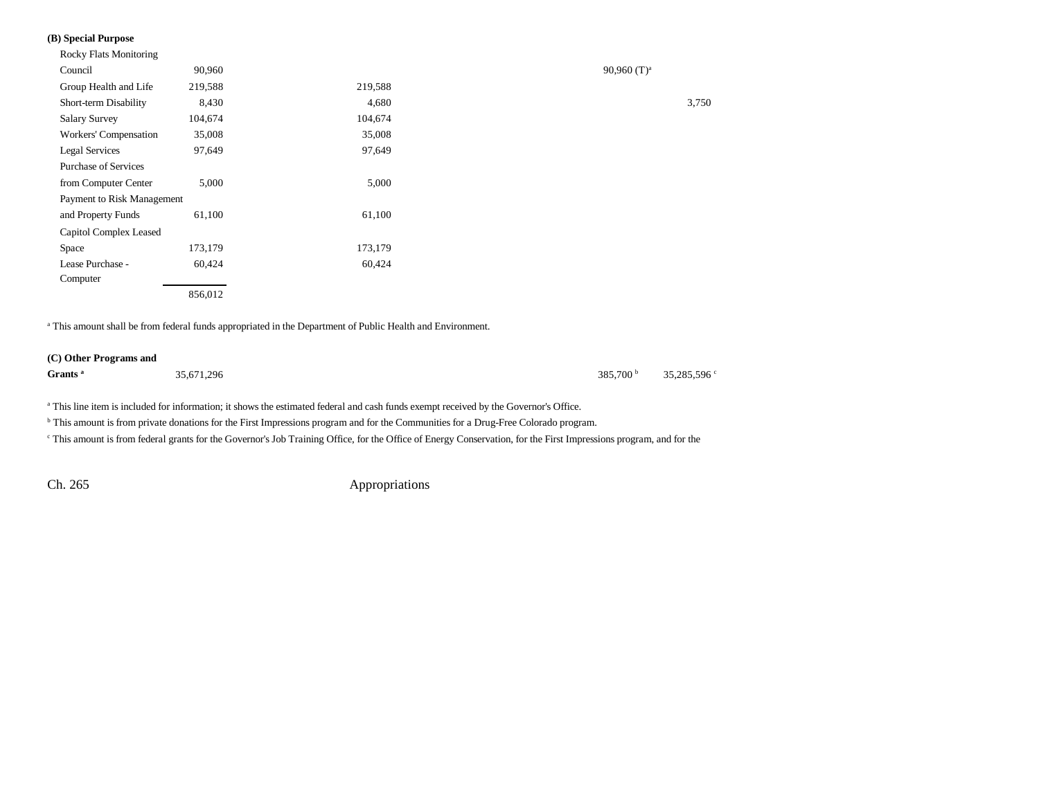**(B) Special Purpose**

| | | | | | | |
|---|---|---|---|---|---|---|
| Rocky Flats Monitoring Council | 90,960 | | | | 90,960 (T)[a] | |
| Group Health and Life | 219,588 | | 219,588 | | | |
| Short-term Disability | 8,430 | | 4,680 | | | 3,750 |
| Salary Survey | 104,674 | | 104,674 | | | |
| Workers' Compensation | 35,008 | | 35,008 | | | |
| Legal Services | 97,649 | | 97,649 | | | |
| Purchase of Services from Computer Center | 5,000 | | 5,000 | | | |
| Payment to Risk Management and Property Funds | 61,100 | | 61,100 | | | |
| Capitol Complex Leased Space | 173,179 | | 173,179 | | | |
| Lease Purchase - Computer | 60,424 | | 60,424 | | | |
| | 856,012 | | | | | |

[a] This amount shall be from federal funds appropriated in the Department of Public Health and Environment.

| | | | | | | |
|---|---|---|---|---|---|---|
| **(C) Other Programs and Grants [a]** | 35,671,296 | | | | 385,700 [b] | 35,285,596 [c] |

[a] This line item is included for information; it shows the estimated federal and cash funds exempt received by the Governor's Office.

[b] This amount is from private donations for the First Impressions program and for the Communities for a Drug-Free Colorado program.

[c] This amount is from federal grants for the Governor's Job Training Office, for the Office of Energy Conservation, for the First Impressions program, and for the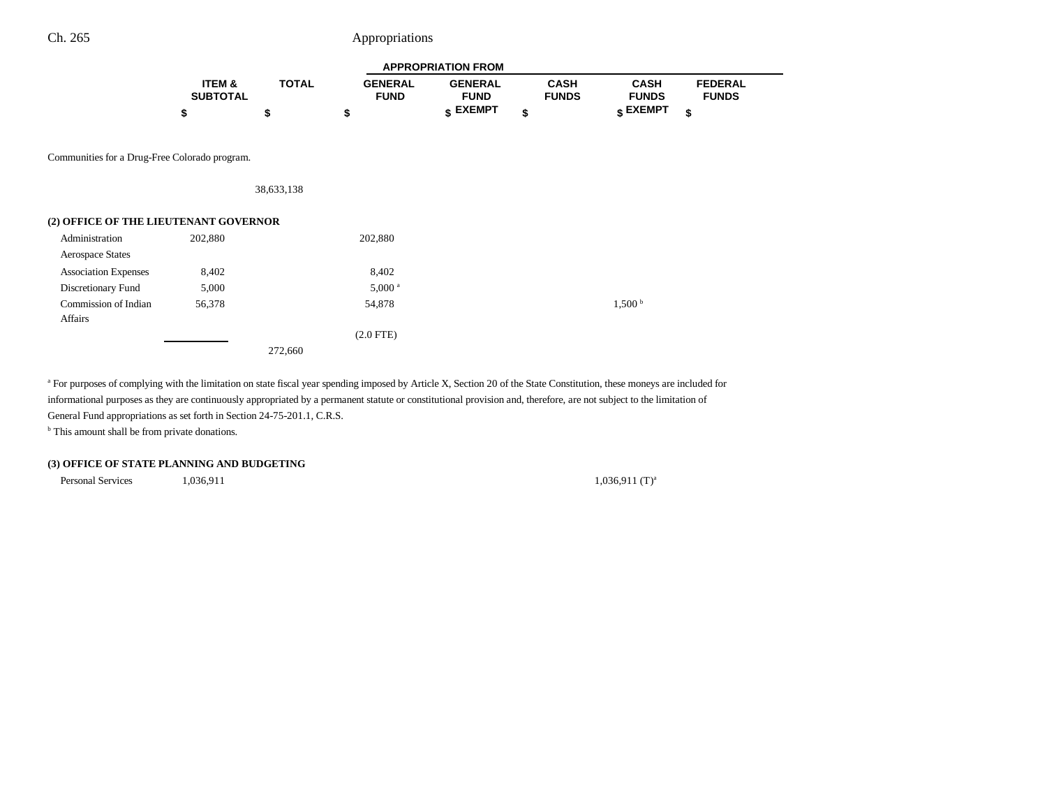| | ITEM & SUBTOTAL | TOTAL | APPROPRIATION FROM GENERAL FUND | GENERAL FUND EXEMPT | CASH FUNDS | CASH FUNDS EXEMPT | FEDERAL FUNDS |
|---|---|---|---|---|---|---|---|
| | $ | $ | $ | $ | $ | $ | $ |

Communities for a Drug-Free Colorado program.

| | ITEM & SUBTOTAL | TOTAL | GENERAL FUND | GENERAL FUND EXEMPT | CASH FUNDS | CASH FUNDS EXEMPT | FEDERAL FUNDS |
|---|---|---|---|---|---|---|---|
| | | 38,633,138 | | | | | |

**(2) OFFICE OF THE LIEUTENANT GOVERNOR**

| | ITEM & SUBTOTAL | TOTAL | GENERAL FUND | GENERAL FUND EXEMPT | CASH FUNDS | CASH FUNDS EXEMPT | FEDERAL FUNDS |
|---|---|---|---|---|---|---|---|
| Administration | 202,880 | | 202,880 | | | | |
| Aerospace States Association Expenses | 8,402 | | 8,402 | | | | |
| Discretionary Fund | 5,000 | | 5,000 [a] | | | | |
| Commission of Indian Affairs | 56,378 | | 54,878 | | | 1,500 [b] | |
| | | | (2.0 FTE) | | | | |
| | | 272,660 | | | | | |

[a] For purposes of complying with the limitation on state fiscal year spending imposed by Article X, Section 20 of the State Constitution, these moneys are included for informational purposes as they are continuously appropriated by a permanent statute or constitutional provision and, therefore, are not subject to the limitation of General Fund appropriations as set forth in Section 24-75-201.1, C.R.S.

[b] This amount shall be from private donations.

**(3) OFFICE OF STATE PLANNING AND BUDGETING**

| | ITEM & SUBTOTAL | TOTAL | GENERAL FUND | GENERAL FUND EXEMPT | CASH FUNDS | CASH FUNDS EXEMPT | FEDERAL FUNDS |
|---|---|---|---|---|---|---|---|
| Personal Services | 1,036,911 | | | | | 1,036,911 (T)[a] | |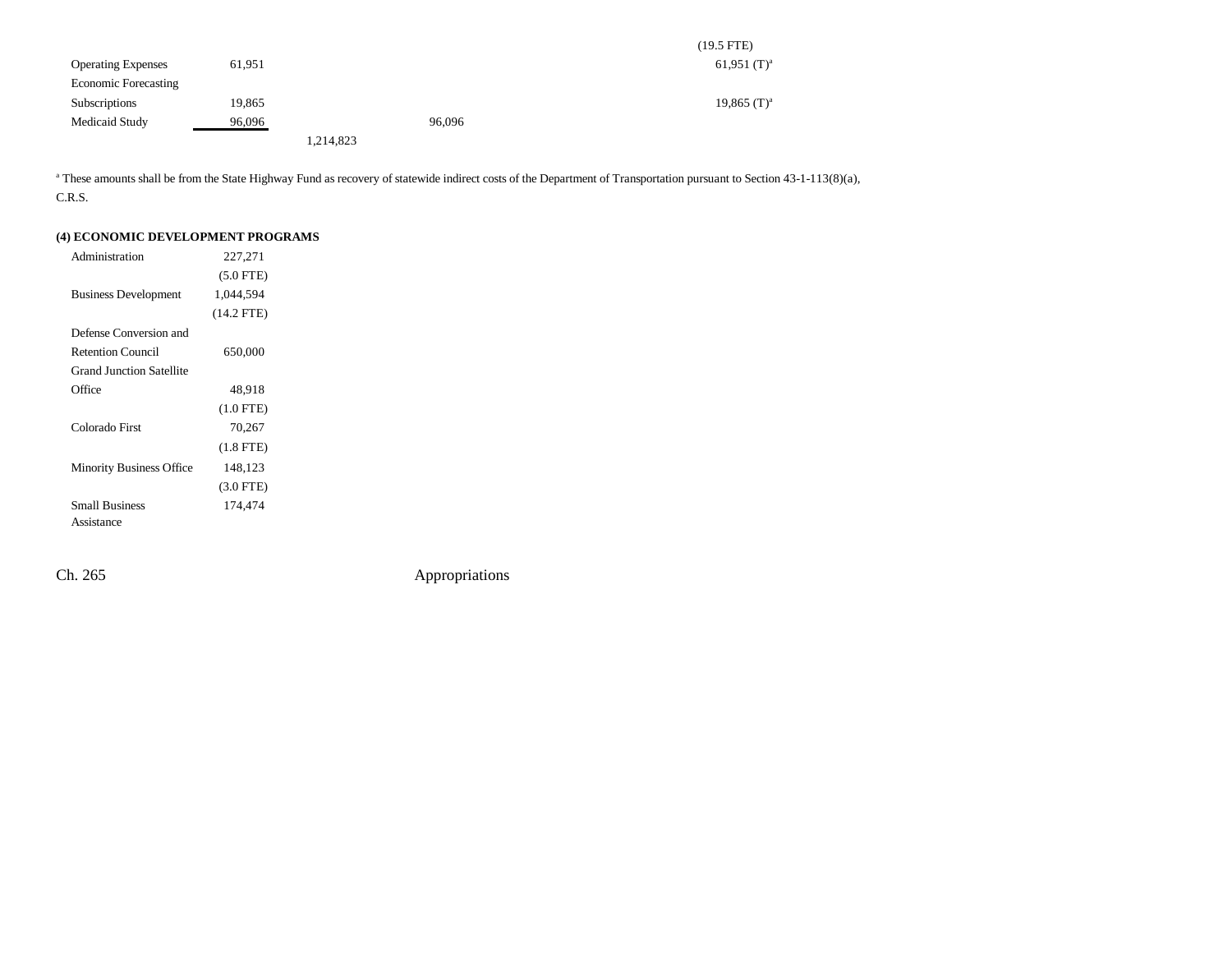| | | | | | | |
|---|---|---|---|---|---|---|
| | | | | | (19.5 FTE) | |
| Operating Expenses | 61,951 | | | | 61,951 (T)[a] | |
| Economic Forecasting Subscriptions | 19,865 | | | | 19,865 (T)[a] | |
| Medicaid Study | 96,096 | | 96,096 | | | |
| | | 1,214,823 | | | | |

[a] These amounts shall be from the State Highway Fund as recovery of statewide indirect costs of the Department of Transportation pursuant to Section 43-1-113(8)(a), C.R.S.

**(4) ECONOMIC DEVELOPMENT PROGRAMS**

| | |
|---|---|
| Administration | 227,271 |
| | (5.0 FTE) |
| Business Development | 1,044,594 |
| | (14.2 FTE) |
| Defense Conversion and Retention Council | 650,000 |
| Grand Junction Satellite Office | 48,918 |
| | (1.0 FTE) |
| Colorado First | 70,267 |
| | (1.8 FTE) |
| Minority Business Office | 148,123 |
| | (3.0 FTE) |
| Small Business Assistance | 174,474 |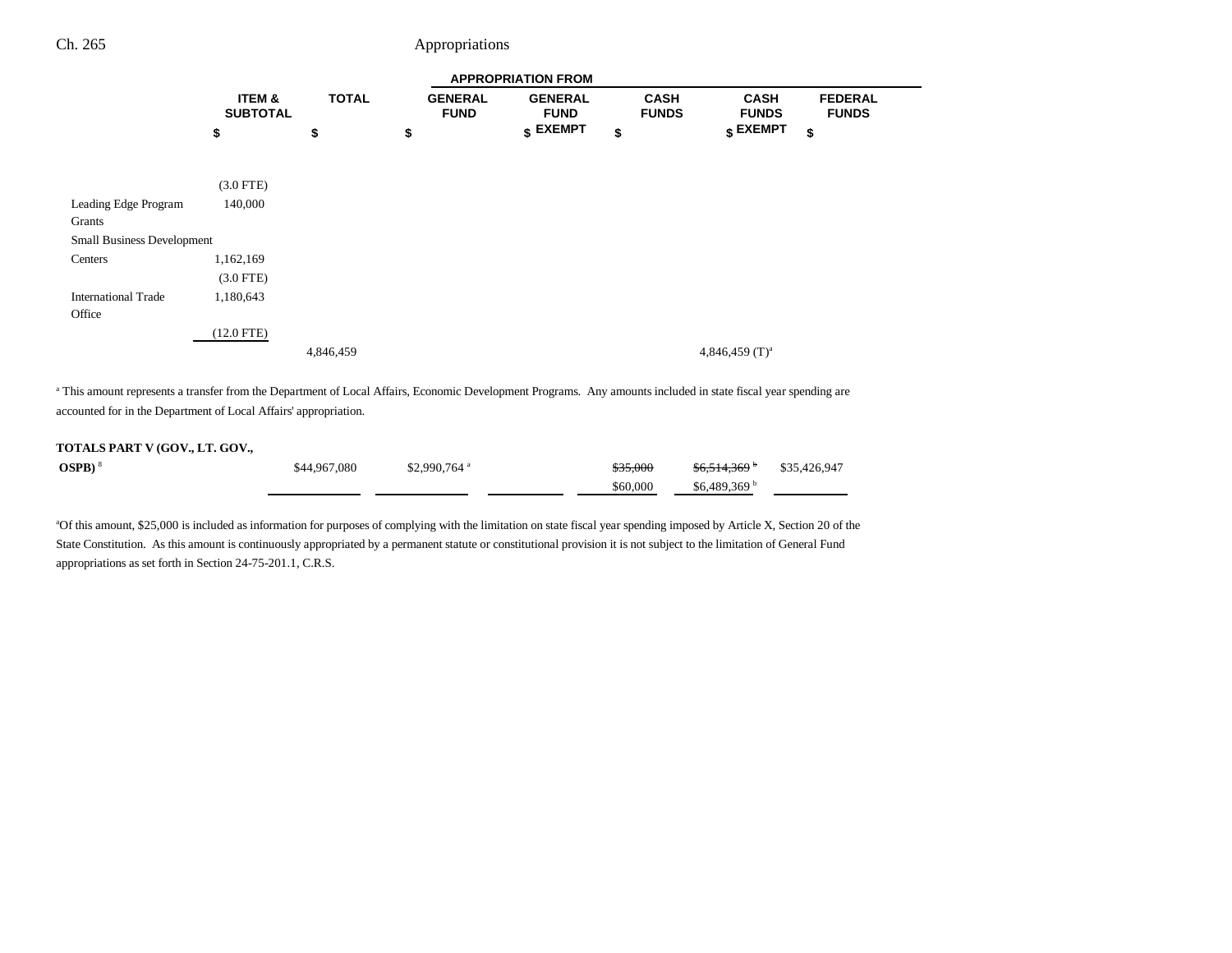| | ITEM & SUBTOTAL | TOTAL | GENERAL FUND | GENERAL FUND EXEMPT | CASH FUNDS | CASH FUNDS EXEMPT | FEDERAL FUNDS |
|---|---|---|---|---|---|---|---|
| | $ | $ | $ | $ | $ | $ | $ |
| | (3.0 FTE) | | | | | | |
| Leading Edge Program Grants | 140,000 | | | | | | |
| Small Business Development Centers | 1,162,169 | | | | | | |
| | (3.0 FTE) | | | | | | |
| International Trade Office | 1,180,643 | | | | | | |
| | (12.0 FTE) | | | | | | |
| | | 4,846,459 | | | | 4,846,459 (T)[a] | |

[a] This amount represents a transfer from the Department of Local Affairs, Economic Development Programs. Any amounts included in state fiscal year spending are accounted for in the Department of Local Affairs' appropriation.

| | TOTAL | GENERAL FUND | GENERAL FUND EXEMPT | CASH FUNDS | CASH FUNDS EXEMPT | FEDERAL FUNDS |
|---|---|---|---|---|---|---|
| **TOTALS PART V (GOV., LT. GOV., OSPB)** [8] | $44,967,080 | $2,990,764 [a] | | ~~$35,000~~ $60,000 | ~~$6,514,369~~ [b] $6,489,369 [b] | $35,426,947 |

[a]Of this amount, $25,000 is included as information for purposes of complying with the limitation on state fiscal year spending imposed by Article X, Section 20 of the State Constitution. As this amount is continuously appropriated by a permanent statute or constitutional provision it is not subject to the limitation of General Fund appropriations as set forth in Section 24-75-201.1, C.R.S.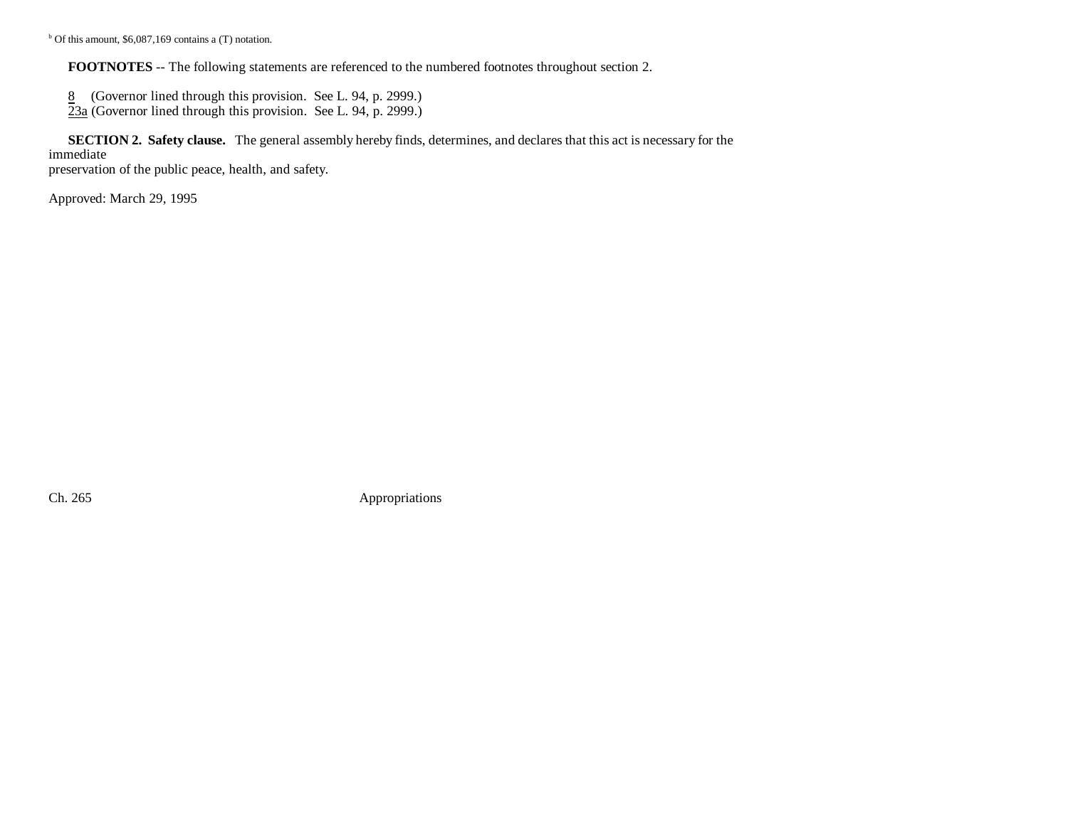[b] Of this amount, $6,087,169 contains a (T) notation.

**FOOTNOTES** -- The following statements are referenced to the numbered footnotes throughout section 2.

8 (Governor lined through this provision. See L. 94, p. 2999.)
23a (Governor lined through this provision. See L. 94, p. 2999.)

**SECTION 2. Safety clause.** The general assembly hereby finds, determines, and declares that this act is necessary for the immediate preservation of the public peace, health, and safety.

Approved: March 29, 1995